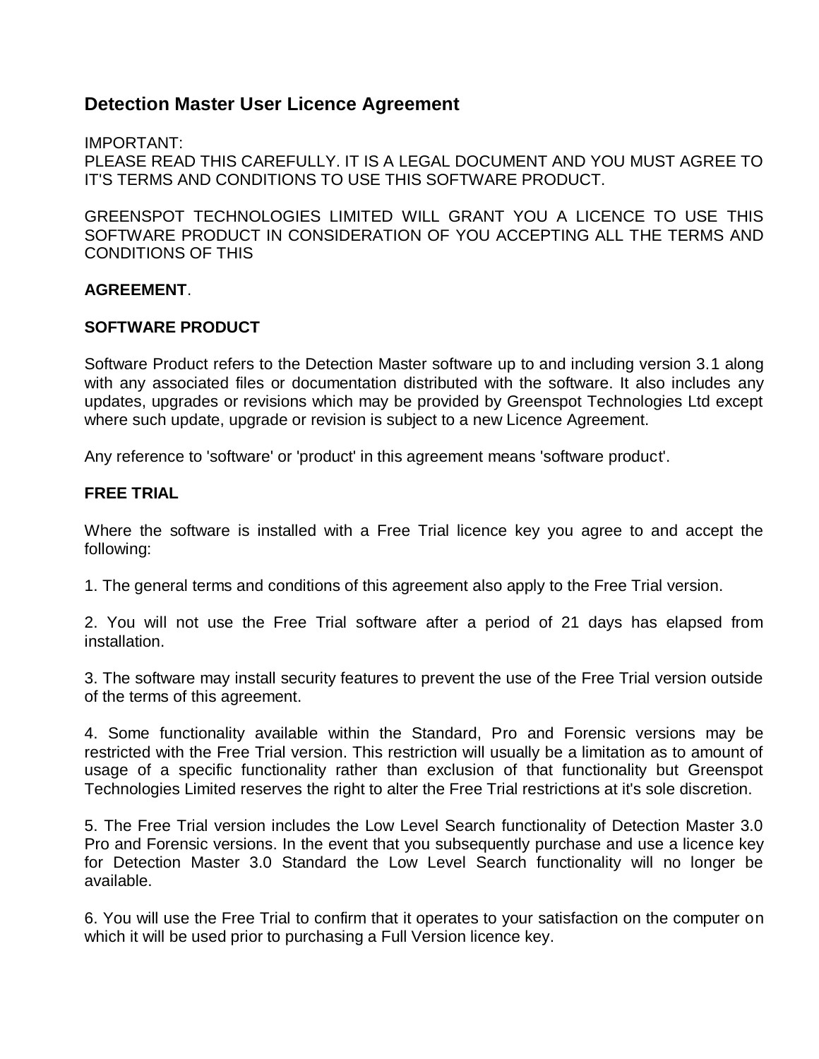## Detection Master User Licence Agreement

IMPORTANT:
PLEASE READ THIS CAREFULLY. IT IS A LEGAL DOCUMENT AND YOU MUST AGREE TO IT'S TERMS AND CONDITIONS TO USE THIS SOFTWARE PRODUCT.

GREENSPOT TECHNOLOGIES LIMITED WILL GRANT YOU A LICENCE TO USE THIS SOFTWARE PRODUCT IN CONSIDERATION OF YOU ACCEPTING ALL THE TERMS AND CONDITIONS OF THIS

**AGREEMENT**.

**SOFTWARE PRODUCT**

Software Product refers to the Detection Master software up to and including version 3.1 along with any associated files or documentation distributed with the software. It also includes any updates, upgrades or revisions which may be provided by Greenspot Technologies Ltd except where such update, upgrade or revision is subject to a new Licence Agreement.

Any reference to 'software' or 'product' in this agreement means 'software product'.

**FREE TRIAL**

Where the software is installed with a Free Trial licence key you agree to and accept the following:

1. The general terms and conditions of this agreement also apply to the Free Trial version.

2. You will not use the Free Trial software after a period of 21 days has elapsed from installation.

3. The software may install security features to prevent the use of the Free Trial version outside of the terms of this agreement.

4. Some functionality available within the Standard, Pro and Forensic versions may be restricted with the Free Trial version. This restriction will usually be a limitation as to amount of usage of a specific functionality rather than exclusion of that functionality but Greenspot Technologies Limited reserves the right to alter the Free Trial restrictions at it's sole discretion.

5. The Free Trial version includes the Low Level Search functionality of Detection Master 3.0 Pro and Forensic versions. In the event that you subsequently purchase and use a licence key for Detection Master 3.0 Standard the Low Level Search functionality will no longer be available.

6. You will use the Free Trial to confirm that it operates to your satisfaction on the computer on which it will be used prior to purchasing a Full Version licence key.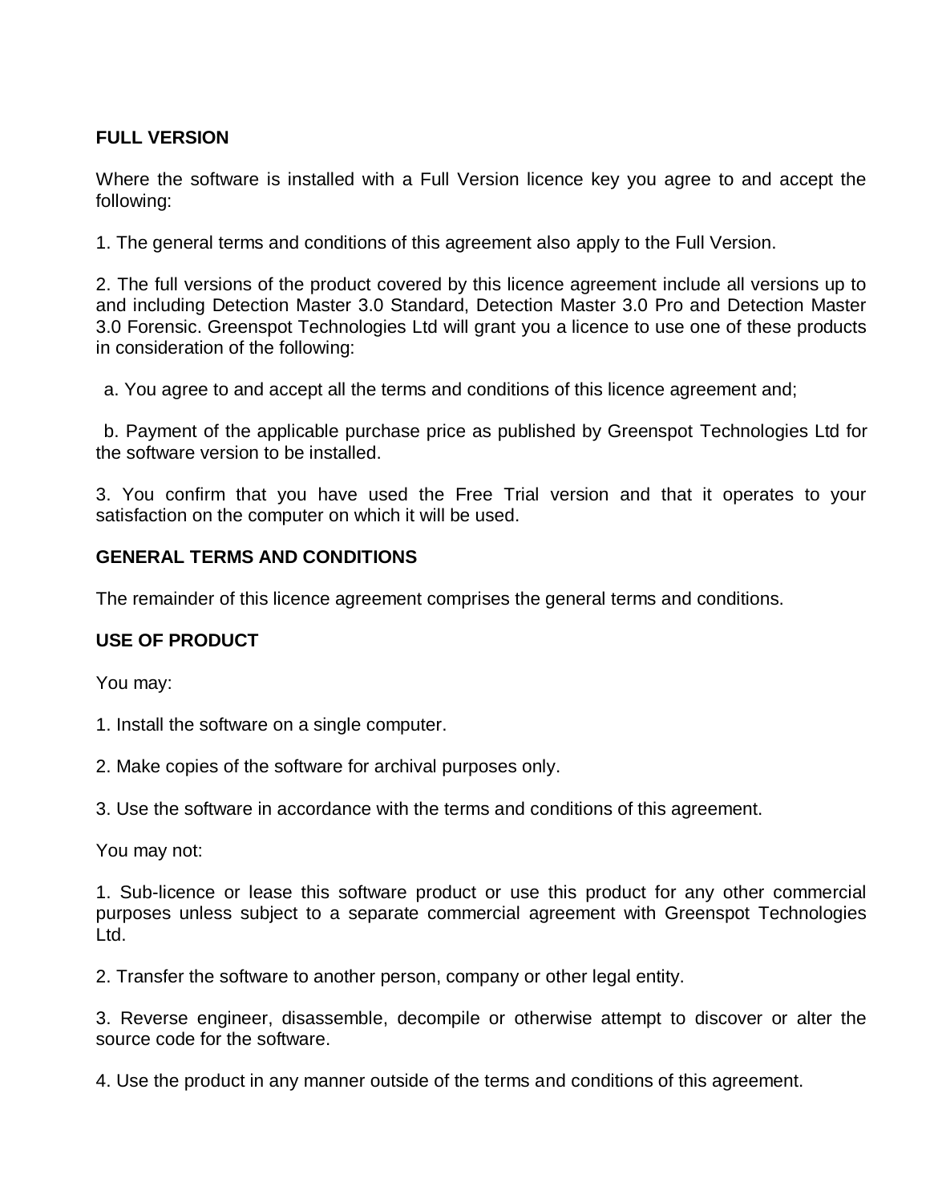**FULL VERSION**

Where the software is installed with a Full Version licence key you agree to and accept the following:

1. The general terms and conditions of this agreement also apply to the Full Version.

2. The full versions of the product covered by this licence agreement include all versions up to and including Detection Master 3.0 Standard, Detection Master 3.0 Pro and Detection Master 3.0 Forensic. Greenspot Technologies Ltd will grant you a licence to use one of these products in consideration of the following:

   a. You agree to and accept all the terms and conditions of this licence agreement and;

   b. Payment of the applicable purchase price as published by Greenspot Technologies Ltd for the software version to be installed.

3. You confirm that you have used the Free Trial version and that it operates to your satisfaction on the computer on which it will be used.

**GENERAL TERMS AND CONDITIONS**

The remainder of this licence agreement comprises the general terms and conditions.

**USE OF PRODUCT**

You may:

1. Install the software on a single computer.

2. Make copies of the software for archival purposes only.

3. Use the software in accordance with the terms and conditions of this agreement.

You may not:

1. Sub-licence or lease this software product or use this product for any other commercial purposes unless subject to a separate commercial agreement with Greenspot Technologies Ltd.

2. Transfer the software to another person, company or other legal entity.

3. Reverse engineer, disassemble, decompile or otherwise attempt to discover or alter the source code for the software.

4. Use the product in any manner outside of the terms and conditions of this agreement.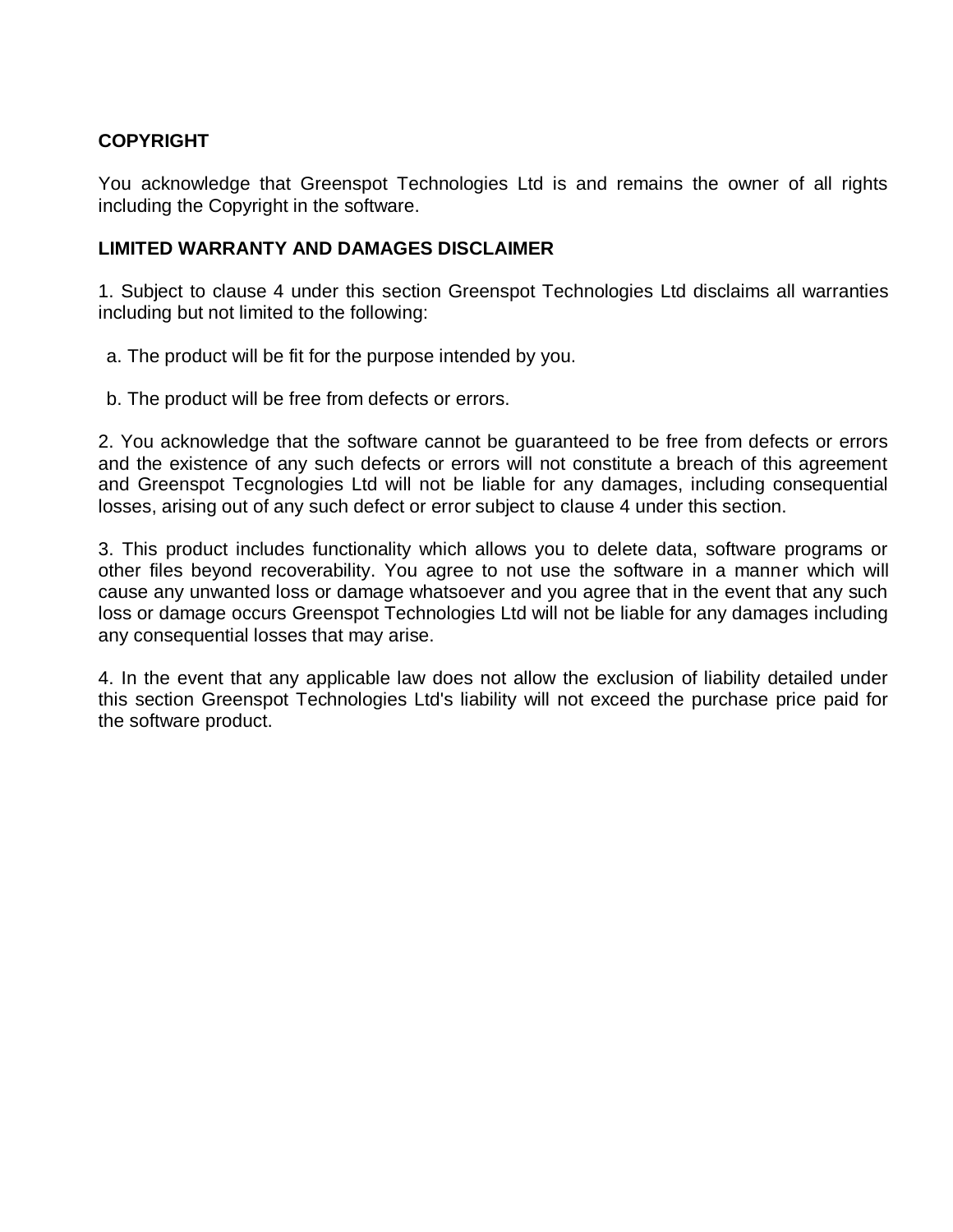**COPYRIGHT**

You acknowledge that Greenspot Technologies Ltd is and remains the owner of all rights including the Copyright in the software.

**LIMITED WARRANTY AND DAMAGES DISCLAIMER**

1. Subject to clause 4 under this section Greenspot Technologies Ltd disclaims all warranties including but not limited to the following:

   a. The product will be fit for the purpose intended by you.

   b. The product will be free from defects or errors.

2. You acknowledge that the software cannot be guaranteed to be free from defects or errors and the existence of any such defects or errors will not constitute a breach of this agreement and Greenspot Tecgnologies Ltd will not be liable for any damages, including consequential losses, arising out of any such defect or error subject to clause 4 under this section.

3. This product includes functionality which allows you to delete data, software programs or other files beyond recoverability. You agree to not use the software in a manner which will cause any unwanted loss or damage whatsoever and you agree that in the event that any such loss or damage occurs Greenspot Technologies Ltd will not be liable for any damages including any consequential losses that may arise.

4. In the event that any applicable law does not allow the exclusion of liability detailed under this section Greenspot Technologies Ltd's liability will not exceed the purchase price paid for the software product.